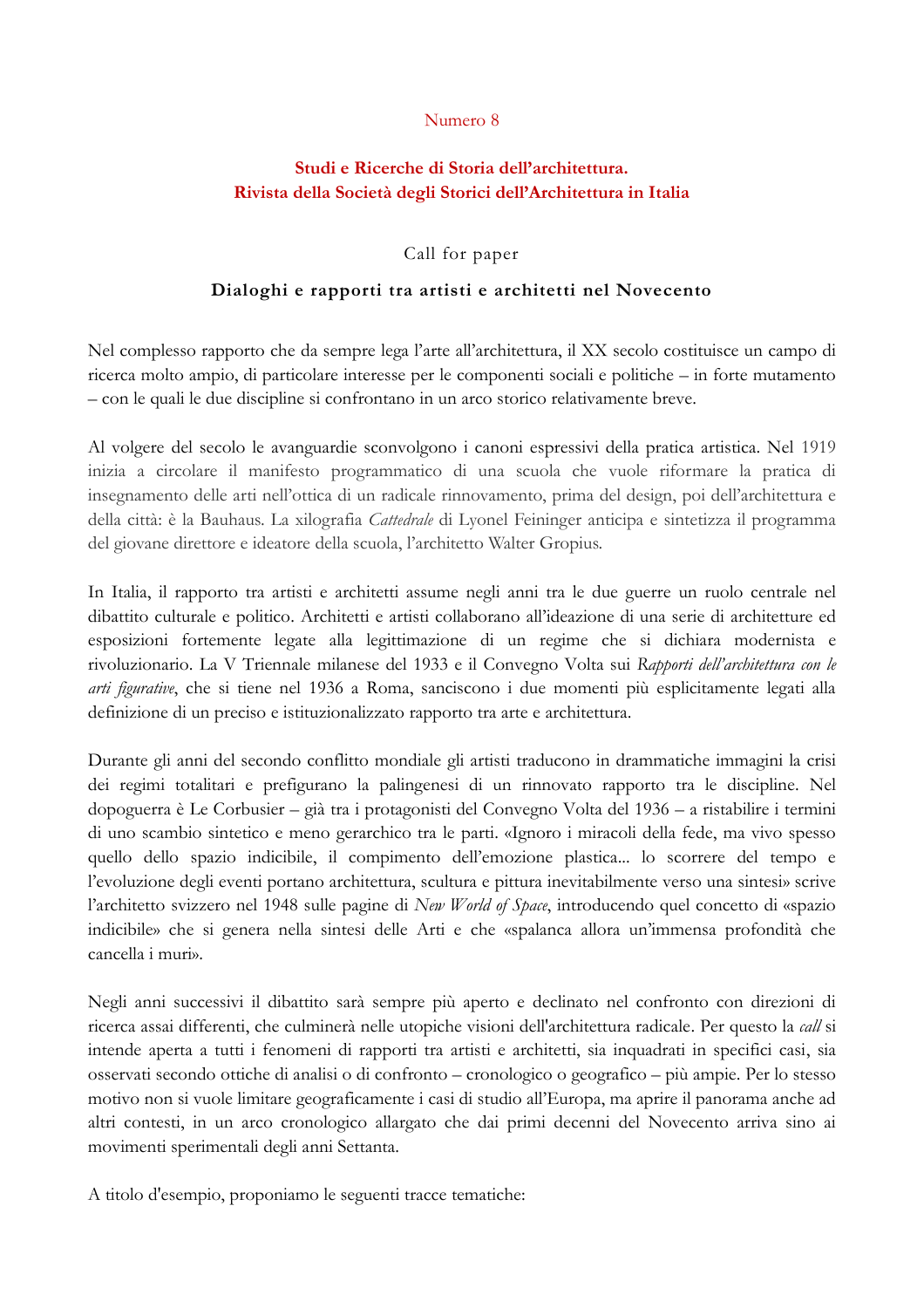Numero 8

**Studi e Ricerche di Storia dell'architettura.**
**Rivista della Società degli Storici dell'Architettura in Italia**

Call for paper

## Dialoghi e rapporti tra artisti e architetti nel Novecento

Nel complesso rapporto che da sempre lega l'arte all'architettura, il XX secolo costituisce un campo di ricerca molto ampio, di particolare interesse per le componenti sociali e politiche – in forte mutamento – con le quali le due discipline si confrontano in un arco storico relativamente breve.

Al volgere del secolo le avanguardie sconvolgono i canoni espressivi della pratica artistica. Nel 1919 inizia a circolare il manifesto programmatico di una scuola che vuole riformare la pratica di insegnamento delle arti nell'ottica di un radicale rinnovamento, prima del design, poi dell'architettura e della città: è la Bauhaus. La xilografia *Cattedrale* di Lyonel Feininger anticipa e sintetizza il programma del giovane direttore e ideatore della scuola, l'architetto Walter Gropius.

In Italia, il rapporto tra artisti e architetti assume negli anni tra le due guerre un ruolo centrale nel dibattito culturale e politico. Architetti e artisti collaborano all'ideazione di una serie di architetture ed esposizioni fortemente legate alla legittimazione di un regime che si dichiara modernista e rivoluzionario. La V Triennale milanese del 1933 e il Convegno Volta sui *Rapporti dell'architettura con le arti figurative*, che si tiene nel 1936 a Roma, sanciscono i due momenti più esplicitamente legati alla definizione di un preciso e istituzionalizzato rapporto tra arte e architettura.

Durante gli anni del secondo conflitto mondiale gli artisti traducono in drammatiche immagini la crisi dei regimi totalitari e prefigurano la palingenesi di un rinnovato rapporto tra le discipline. Nel dopoguerra è Le Corbusier – già tra i protagonisti del Convegno Volta del 1936 – a ristabilire i termini di uno scambio sintetico e meno gerarchico tra le parti. «Ignoro i miracoli della fede, ma vivo spesso quello dello spazio indicibile, il compimento dell'emozione plastica... lo scorrere del tempo e l'evoluzione degli eventi portano architettura, scultura e pittura inevitabilmente verso una sintesi» scrive l'architetto svizzero nel 1948 sulle pagine di *New World of Space*, introducendo quel concetto di «spazio indicibile» che si genera nella sintesi delle Arti e che «spalanca allora un'immensa profondità che cancella i muri».

Negli anni successivi il dibattito sarà sempre più aperto e declinato nel confronto con direzioni di ricerca assai differenti, che culminerà nelle utopiche visioni dell'architettura radicale. Per questo la *call* si intende aperta a tutti i fenomeni di rapporti tra artisti e architetti, sia inquadrati in specifici casi, sia osservati secondo ottiche di analisi o di confronto – cronologico o geografico – più ampie. Per lo stesso motivo non si vuole limitare geograficamente i casi di studio all'Europa, ma aprire il panorama anche ad altri contesti, in un arco cronologico allargato che dai primi decenni del Novecento arriva sino ai movimenti sperimentali degli anni Settanta.

A titolo d'esempio, proponiamo le seguenti tracce tematiche: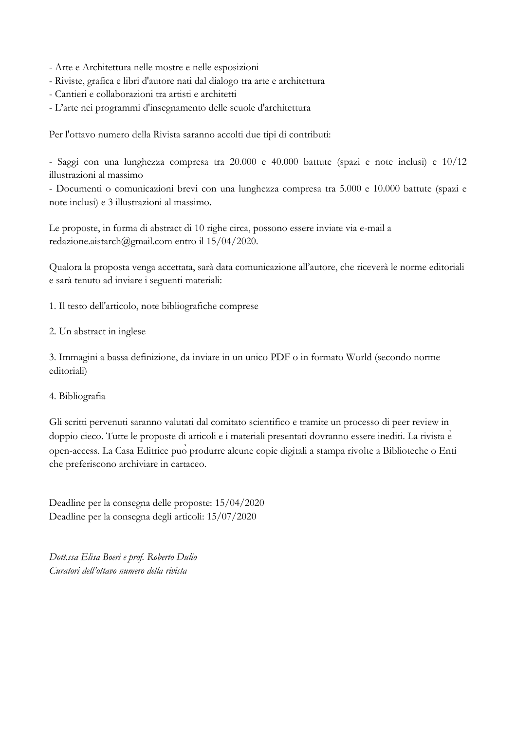- Arte e Architettura nelle mostre e nelle esposizioni
- Riviste, grafica e libri d'autore nati dal dialogo tra arte e architettura
- Cantieri e collaborazioni tra artisti e architetti
- L'arte nei programmi d'insegnamento delle scuole d'architettura

Per l'ottavo numero della Rivista saranno accolti due tipi di contributi:

- Saggi con una lunghezza compresa tra 20.000 e 40.000 battute (spazi e note inclusi) e 10/12 illustrazioni al massimo
- Documenti o comunicazioni brevi con una lunghezza compresa tra 5.000 e 10.000 battute (spazi e note inclusi) e 3 illustrazioni al massimo.

Le proposte, in forma di abstract di 10 righe circa, possono essere inviate via e-mail a redazione.aistarch@gmail.com entro il 15/04/2020.

Qualora la proposta venga accettata, sarà data comunicazione all'autore, che riceverà le norme editoriali e sarà tenuto ad inviare i seguenti materiali:

1. Il testo dell'articolo, note bibliografiche comprese

2. Un abstract in inglese

3. Immagini a bassa definizione, da inviare in un unico PDF o in formato World (secondo norme editoriali)

4. Bibliografia

Gli scritti pervenuti saranno valutati dal comitato scientifico e tramite un processo di peer review in doppio cieco. Tutte le proposte di articoli e i materiali presentati dovranno essere inediti. La rivista è open-access. La Casa Editrice può produrre alcune copie digitali a stampa rivolte a Biblioteche o Enti che preferiscono archiviare in cartaceo.

Deadline per la consegna delle proposte: 15/04/2020
Deadline per la consegna degli articoli: 15/07/2020

*Dott.ssa Elisa Boeri e prof. Roberto Dulio*
*Curatori dell'ottavo numero della rivista*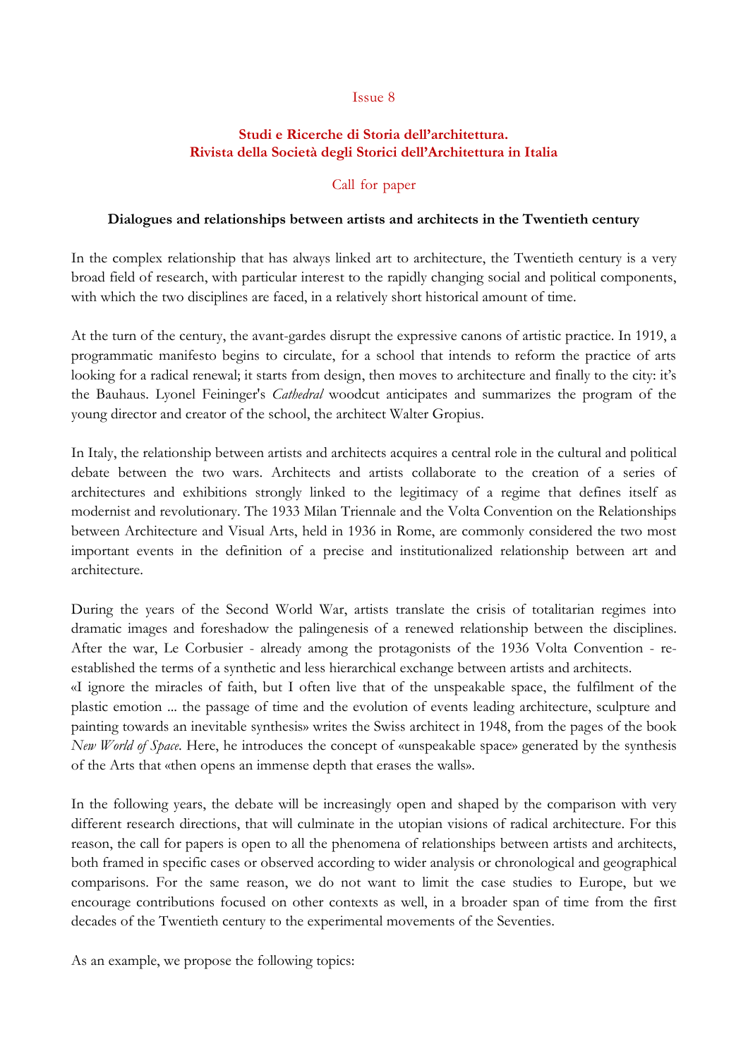Issue 8

**Studi e Ricerche di Storia dell'architettura.**
**Rivista della Società degli Storici dell'Architettura in Italia**

Call for paper

**Dialogues and relationships between artists and architects in the Twentieth century**

In the complex relationship that has always linked art to architecture, the Twentieth century is a very broad field of research, with particular interest to the rapidly changing social and political components, with which the two disciplines are faced, in a relatively short historical amount of time.

At the turn of the century, the avant-gardes disrupt the expressive canons of artistic practice. In 1919, a programmatic manifesto begins to circulate, for a school that intends to reform the practice of arts looking for a radical renewal; it starts from design, then moves to architecture and finally to the city: it's the Bauhaus. Lyonel Feininger's *Cathedral* woodcut anticipates and summarizes the program of the young director and creator of the school, the architect Walter Gropius.

In Italy, the relationship between artists and architects acquires a central role in the cultural and political debate between the two wars. Architects and artists collaborate to the creation of a series of architectures and exhibitions strongly linked to the legitimacy of a regime that defines itself as modernist and revolutionary. The 1933 Milan Triennale and the Volta Convention on the Relationships between Architecture and Visual Arts, held in 1936 in Rome, are commonly considered the two most important events in the definition of a precise and institutionalized relationship between art and architecture.

During the years of the Second World War, artists translate the crisis of totalitarian regimes into dramatic images and foreshadow the palingenesis of a renewed relationship between the disciplines. After the war, Le Corbusier - already among the protagonists of the 1936 Volta Convention - re-established the terms of a synthetic and less hierarchical exchange between artists and architects.
«I ignore the miracles of faith, but I often live that of the unspeakable space, the fulfilment of the plastic emotion ... the passage of time and the evolution of events leading architecture, sculpture and painting towards an inevitable synthesis» writes the Swiss architect in 1948, from the pages of the book *New World of Space*. Here, he introduces the concept of «unspeakable space» generated by the synthesis of the Arts that «then opens an immense depth that erases the walls».

In the following years, the debate will be increasingly open and shaped by the comparison with very different research directions, that will culminate in the utopian visions of radical architecture. For this reason, the call for papers is open to all the phenomena of relationships between artists and architects, both framed in specific cases or observed according to wider analysis or chronological and geographical comparisons. For the same reason, we do not want to limit the case studies to Europe, but we encourage contributions focused on other contexts as well, in a broader span of time from the first decades of the Twentieth century to the experimental movements of the Seventies.

As an example, we propose the following topics: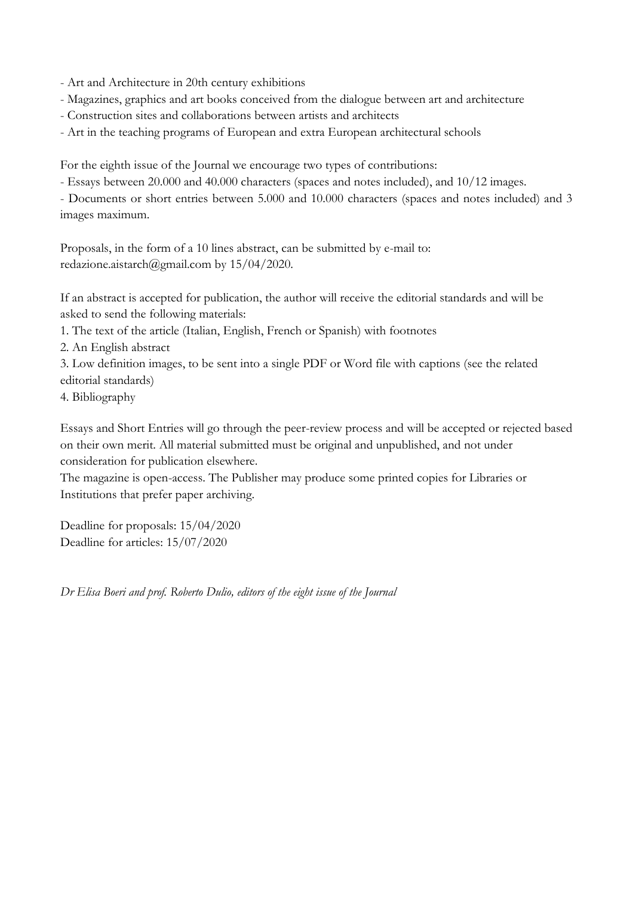- Art and Architecture in 20th century exhibitions
- Magazines, graphics and art books conceived from the dialogue between art and architecture
- Construction sites and collaborations between artists and architects
- Art in the teaching programs of European and extra European architectural schools

For the eighth issue of the Journal we encourage two types of contributions:

- Essays between 20.000 and 40.000 characters (spaces and notes included), and 10/12 images.
- Documents or short entries between 5.000 and 10.000 characters (spaces and notes included) and 3 images maximum.

Proposals, in the form of a 10 lines abstract, can be submitted by e-mail to: redazione.aistarch@gmail.com by 15/04/2020.

If an abstract is accepted for publication, the author will receive the editorial standards and will be asked to send the following materials:

1. The text of the article (Italian, English, French or Spanish) with footnotes
2. An English abstract
3. Low definition images, to be sent into a single PDF or Word file with captions (see the related editorial standards)
4. Bibliography

Essays and Short Entries will go through the peer-review process and will be accepted or rejected based on their own merit. All material submitted must be original and unpublished, and not under consideration for publication elsewhere.

The magazine is open-access. The Publisher may produce some printed copies for Libraries or Institutions that prefer paper archiving.

Deadline for proposals: 15/04/2020
Deadline for articles: 15/07/2020

*Dr Elisa Boeri and prof. Roberto Dulio, editors of the eight issue of the Journal*